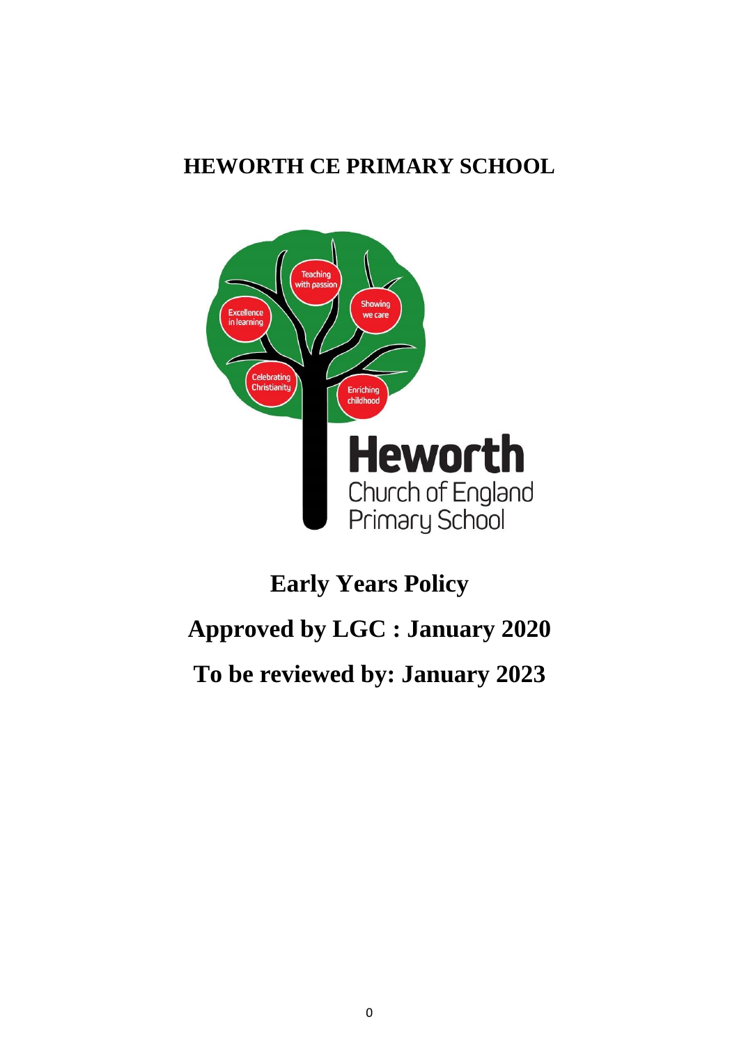# HEWORTH CE PRIMARY SCHOOL

Teaching with passion

Showing we care

Excellence in learning

Celebrating Christianity

Enriching childhood

Heworth Church of England Primary School

## Early Years Policy

## Approved by LGC : January 2020

## To be reviewed by: January 2023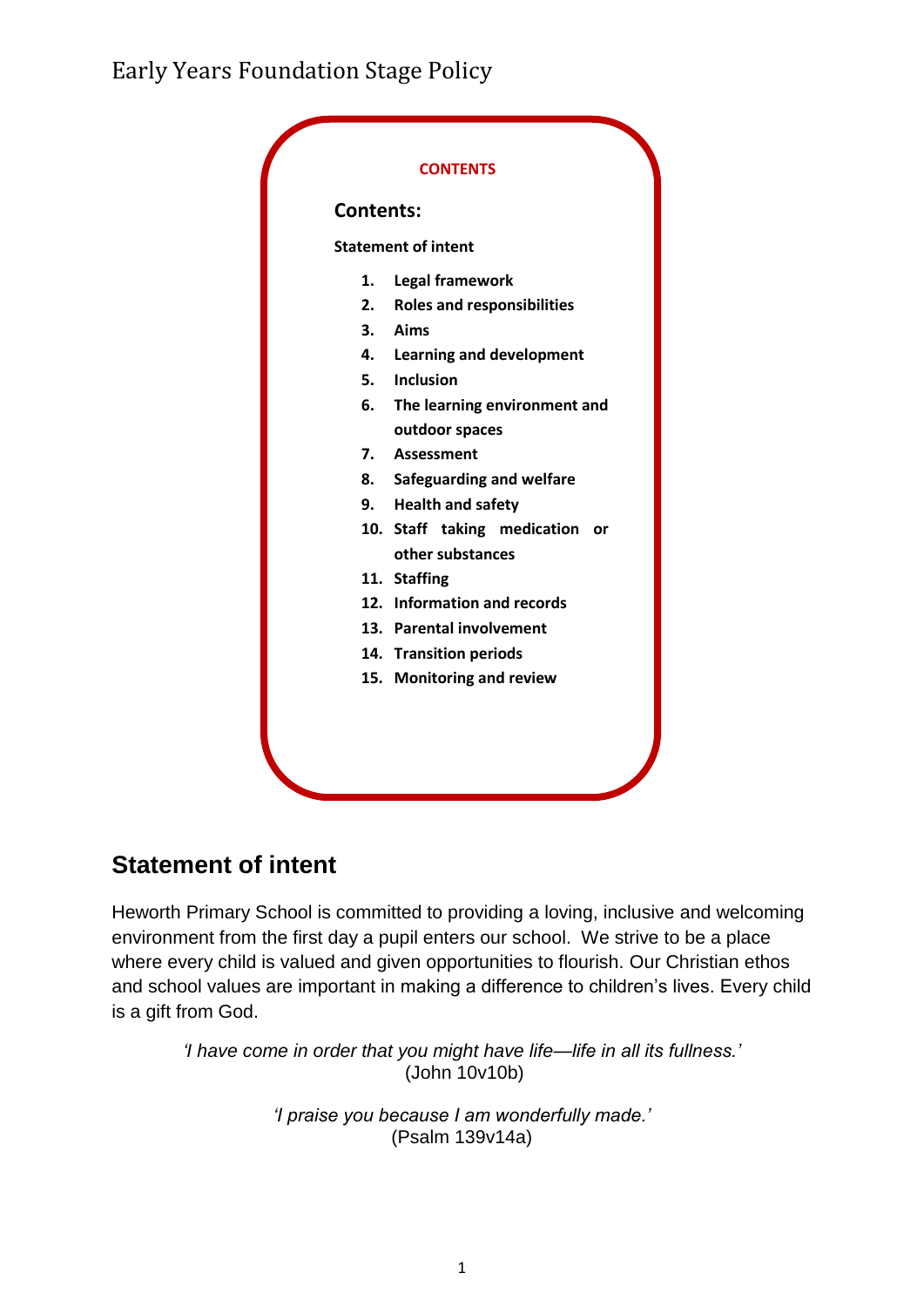# Early Years Foundation Stage Policy

**CONTENTS**

## Contents:

**Statement of intent**

1. **Legal framework**
2. **Roles and responsibilities**
3. **Aims**
4. **Learning and development**
5. **Inclusion**
6. **The learning environment and outdoor spaces**
7. **Assessment**
8. **Safeguarding and welfare**
9. **Health and safety**
10. **Staff taking medication or other substances**
11. **Staffing**
12. **Information and records**
13. **Parental involvement**
14. **Transition periods**
15. **Monitoring and review**

## Statement of intent

Heworth Primary School is committed to providing a loving, inclusive and welcoming environment from the first day a pupil enters our school. We strive to be a place where every child is valued and given opportunities to flourish. Our Christian ethos and school values are important in making a difference to children's lives. Every child is a gift from God.

*'I have come in order that you might have life—life in all its fullness.'*
(John 10v10b)

*'I praise you because I am wonderfully made.'*
(Psalm 139v14a)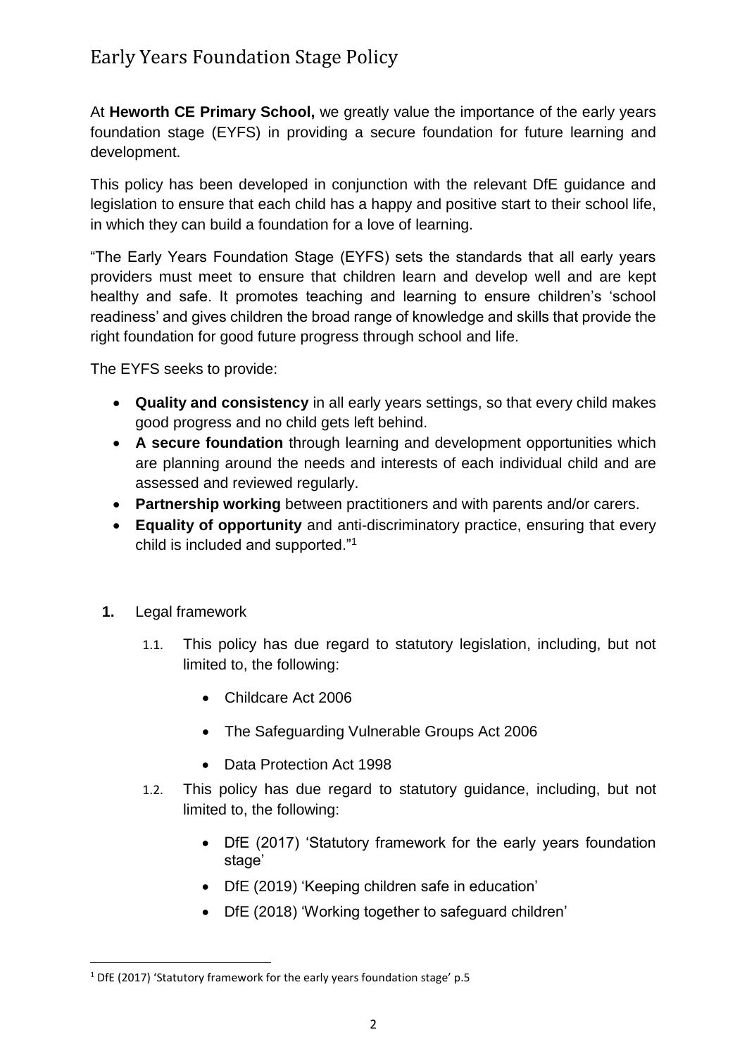# Early Years Foundation Stage Policy

At **Heworth CE Primary School,** we greatly value the importance of the early years foundation stage (EYFS) in providing a secure foundation for future learning and development.

This policy has been developed in conjunction with the relevant DfE guidance and legislation to ensure that each child has a happy and positive start to their school life, in which they can build a foundation for a love of learning.

"The Early Years Foundation Stage (EYFS) sets the standards that all early years providers must meet to ensure that children learn and develop well and are kept healthy and safe. It promotes teaching and learning to ensure children's 'school readiness' and gives children the broad range of knowledge and skills that provide the right foundation for good future progress through school and life.

The EYFS seeks to provide:

- **Quality and consistency** in all early years settings, so that every child makes good progress and no child gets left behind.
- **A secure foundation** through learning and development opportunities which are planning around the needs and interests of each individual child and are assessed and reviewed regularly.
- **Partnership working** between practitioners and with parents and/or carers.
- **Equality of opportunity** and anti-discriminatory practice, ensuring that every child is included and supported."[1]

**1.** Legal framework

1.1. This policy has due regard to statutory legislation, including, but not limited to, the following:

- Childcare Act 2006
- The Safeguarding Vulnerable Groups Act 2006
- Data Protection Act 1998

1.2. This policy has due regard to statutory guidance, including, but not limited to, the following:

- DfE (2017) 'Statutory framework for the early years foundation stage'
- DfE (2019) 'Keeping children safe in education'
- DfE (2018) 'Working together to safeguard children'

[1] DfE (2017) 'Statutory framework for the early years foundation stage' p.5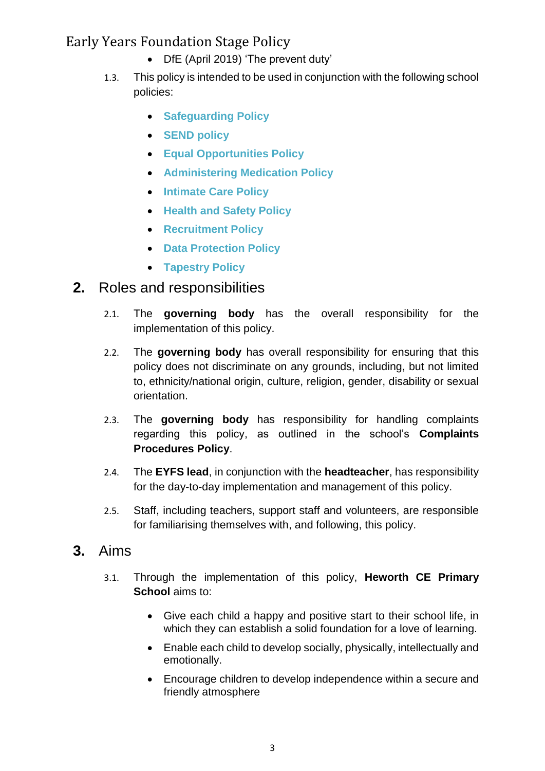- DfE (April 2019) 'The prevent duty'

1.3. This policy is intended to be used in conjunction with the following school policies:

- **Safeguarding Policy**
- **SEND policy**
- **Equal Opportunities Policy**
- **Administering Medication Policy**
- **Intimate Care Policy**
- **Health and Safety Policy**
- **Recruitment Policy**
- **Data Protection Policy**
- **Tapestry Policy**

## 2. Roles and responsibilities

2.1. The **governing body** has the overall responsibility for the implementation of this policy.

2.2. The **governing body** has overall responsibility for ensuring that this policy does not discriminate on any grounds, including, but not limited to, ethnicity/national origin, culture, religion, gender, disability or sexual orientation.

2.3. The **governing body** has responsibility for handling complaints regarding this policy, as outlined in the school's **Complaints Procedures Policy**.

2.4. The **EYFS lead**, in conjunction with the **headteacher**, has responsibility for the day-to-day implementation and management of this policy.

2.5. Staff, including teachers, support staff and volunteers, are responsible for familiarising themselves with, and following, this policy.

## 3. Aims

3.1. Through the implementation of this policy, **Heworth CE Primary School** aims to:

- Give each child a happy and positive start to their school life, in which they can establish a solid foundation for a love of learning.
- Enable each child to develop socially, physically, intellectually and emotionally.
- Encourage children to develop independence within a secure and friendly atmosphere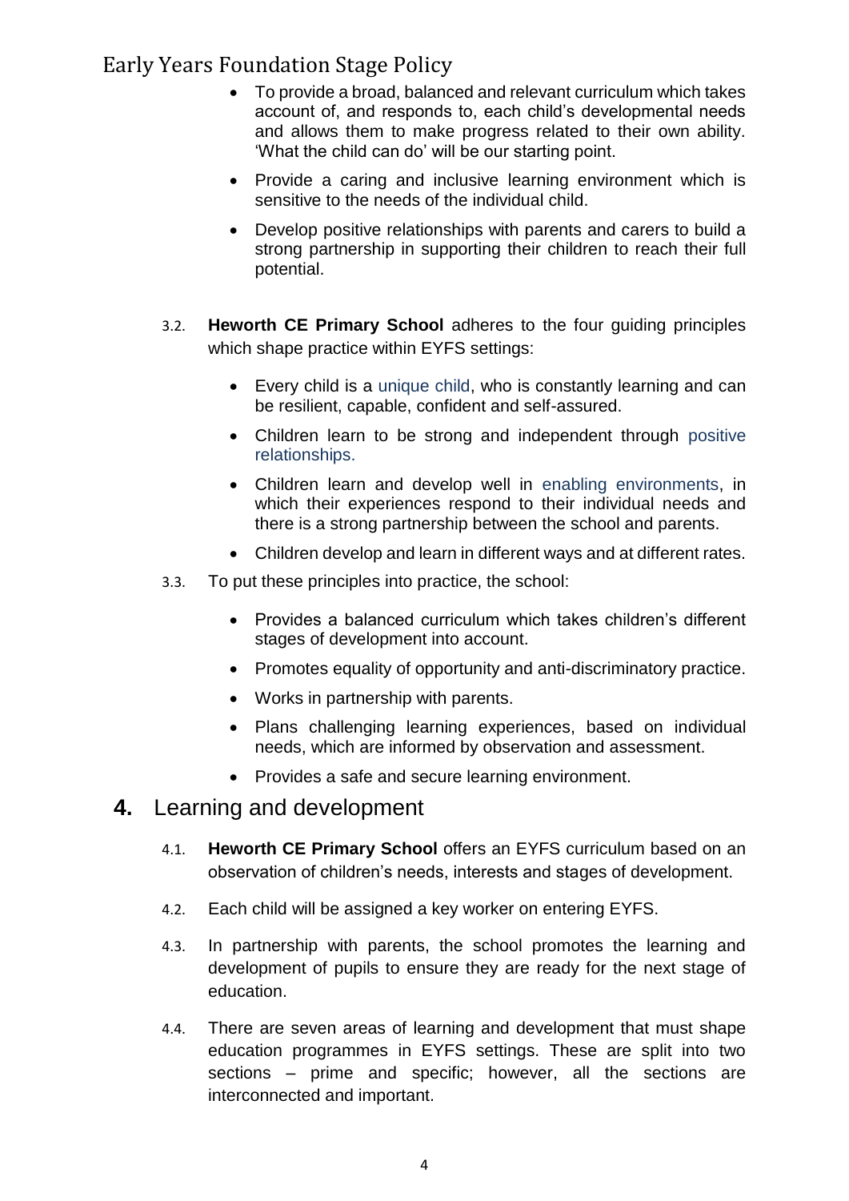- To provide a broad, balanced and relevant curriculum which takes account of, and responds to, each child's developmental needs and allows them to make progress related to their own ability. 'What the child can do' will be our starting point.
- Provide a caring and inclusive learning environment which is sensitive to the needs of the individual child.
- Develop positive relationships with parents and carers to build a strong partnership in supporting their children to reach their full potential.

3.2. **Heworth CE Primary School** adheres to the four guiding principles which shape practice within EYFS settings:

- Every child is a unique child, who is constantly learning and can be resilient, capable, confident and self-assured.
- Children learn to be strong and independent through positive relationships.
- Children learn and develop well in enabling environments, in which their experiences respond to their individual needs and there is a strong partnership between the school and parents.
- Children develop and learn in different ways and at different rates.

3.3. To put these principles into practice, the school:

- Provides a balanced curriculum which takes children's different stages of development into account.
- Promotes equality of opportunity and anti-discriminatory practice.
- Works in partnership with parents.
- Plans challenging learning experiences, based on individual needs, which are informed by observation and assessment.
- Provides a safe and secure learning environment.

## 4. Learning and development

4.1. **Heworth CE Primary School** offers an EYFS curriculum based on an observation of children's needs, interests and stages of development.

4.2. Each child will be assigned a key worker on entering EYFS.

4.3. In partnership with parents, the school promotes the learning and development of pupils to ensure they are ready for the next stage of education.

4.4. There are seven areas of learning and development that must shape education programmes in EYFS settings. These are split into two sections – prime and specific; however, all the sections are interconnected and important.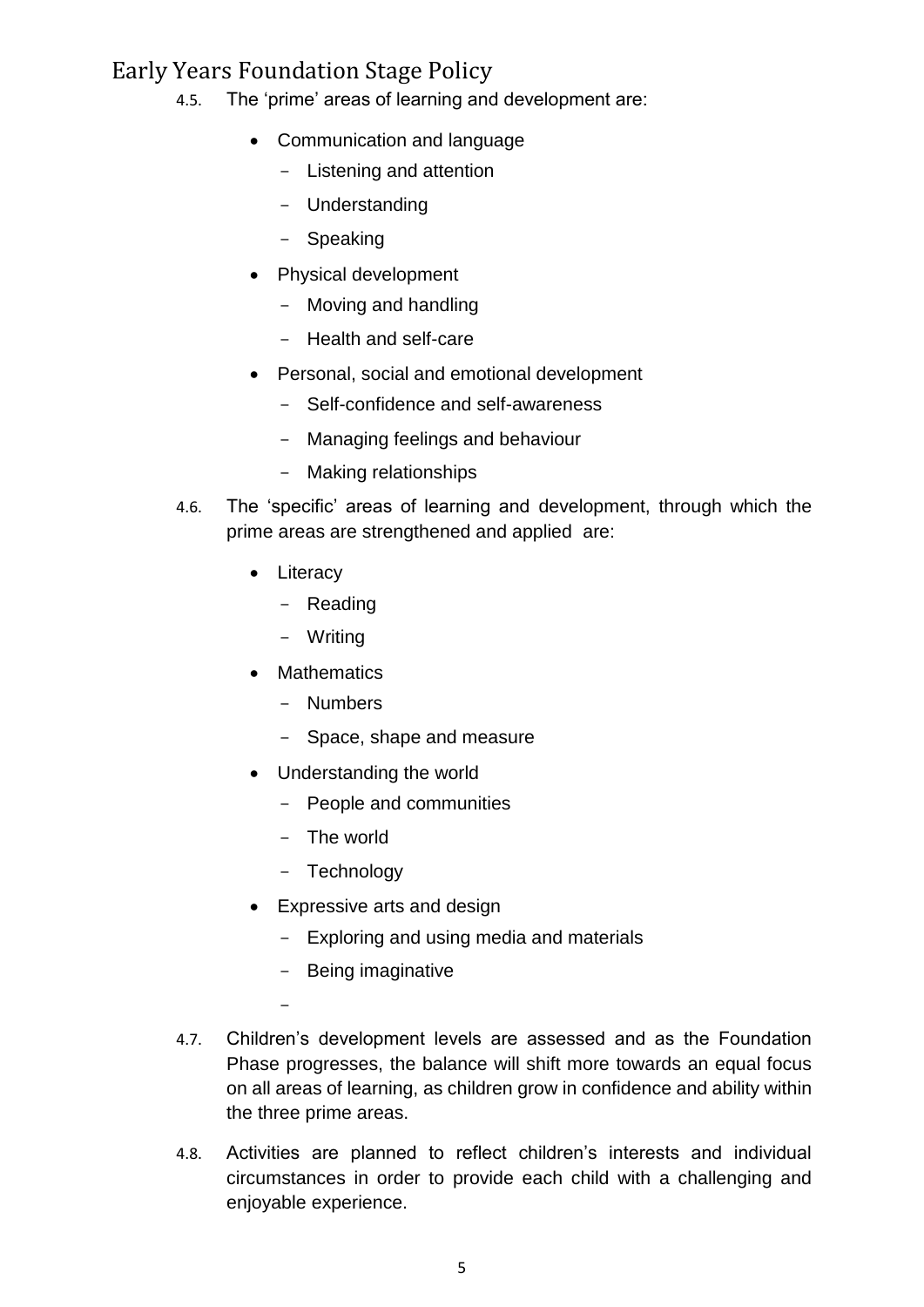4.5. The ‘prime’ areas of learning and development are:

- Communication and language
  - Listening and attention
  - Understanding
  - Speaking
- Physical development
  - Moving and handling
  - Health and self-care
- Personal, social and emotional development
  - Self-confidence and self-awareness
  - Managing feelings and behaviour
  - Making relationships

4.6. The ‘specific’ areas of learning and development, through which the prime areas are strengthened and applied are:

- Literacy
  - Reading
  - Writing
- Mathematics
  - Numbers
  - Space, shape and measure
- Understanding the world
  - People and communities
  - The world
  - Technology
- Expressive arts and design
  - Exploring and using media and materials
  - Being imaginative

4.7. Children’s development levels are assessed and as the Foundation Phase progresses, the balance will shift more towards an equal focus on all areas of learning, as children grow in confidence and ability within the three prime areas.

4.8. Activities are planned to reflect children’s interests and individual circumstances in order to provide each child with a challenging and enjoyable experience.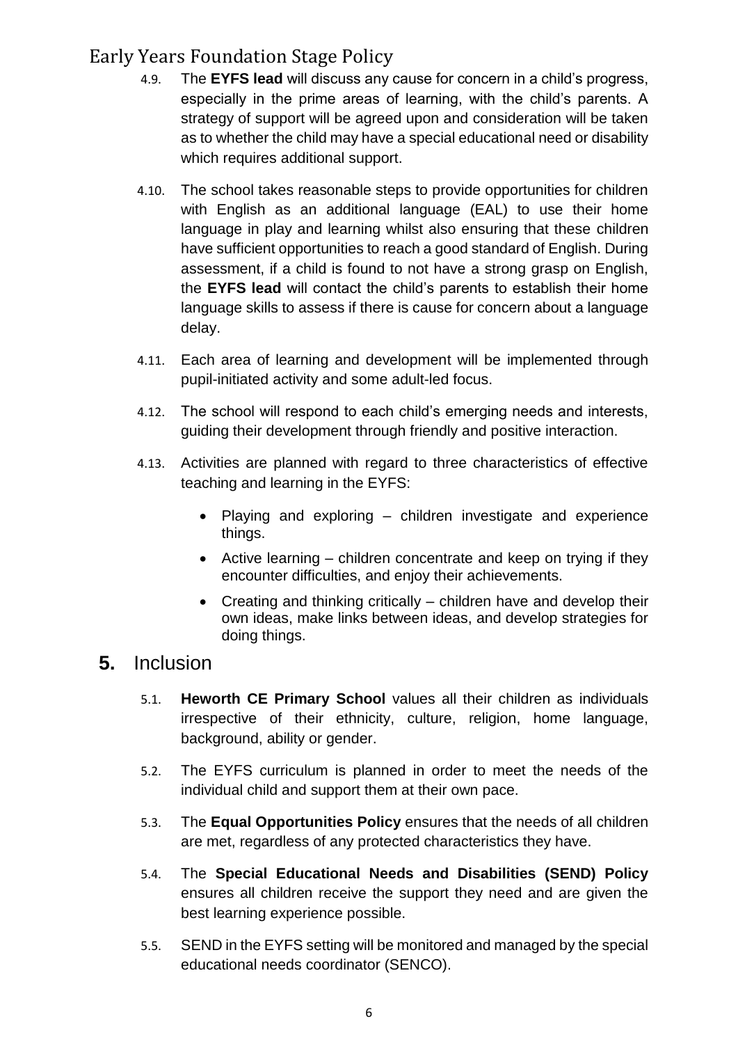4.9. The **EYFS lead** will discuss any cause for concern in a child's progress, especially in the prime areas of learning, with the child's parents. A strategy of support will be agreed upon and consideration will be taken as to whether the child may have a special educational need or disability which requires additional support.

4.10. The school takes reasonable steps to provide opportunities for children with English as an additional language (EAL) to use their home language in play and learning whilst also ensuring that these children have sufficient opportunities to reach a good standard of English. During assessment, if a child is found to not have a strong grasp on English, the **EYFS lead** will contact the child's parents to establish their home language skills to assess if there is cause for concern about a language delay.

4.11. Each area of learning and development will be implemented through pupil-initiated activity and some adult-led focus.

4.12. The school will respond to each child's emerging needs and interests, guiding their development through friendly and positive interaction.

4.13. Activities are planned with regard to three characteristics of effective teaching and learning in the EYFS:

- Playing and exploring – children investigate and experience things.
- Active learning – children concentrate and keep on trying if they encounter difficulties, and enjoy their achievements.
- Creating and thinking critically – children have and develop their own ideas, make links between ideas, and develop strategies for doing things.

## 5. Inclusion

5.1. **Heworth CE Primary School** values all their children as individuals irrespective of their ethnicity, culture, religion, home language, background, ability or gender.

5.2. The EYFS curriculum is planned in order to meet the needs of the individual child and support them at their own pace.

5.3. The **Equal Opportunities Policy** ensures that the needs of all children are met, regardless of any protected characteristics they have.

5.4. The **Special Educational Needs and Disabilities (SEND) Policy** ensures all children receive the support they need and are given the best learning experience possible.

5.5. SEND in the EYFS setting will be monitored and managed by the special educational needs coordinator (SENCO).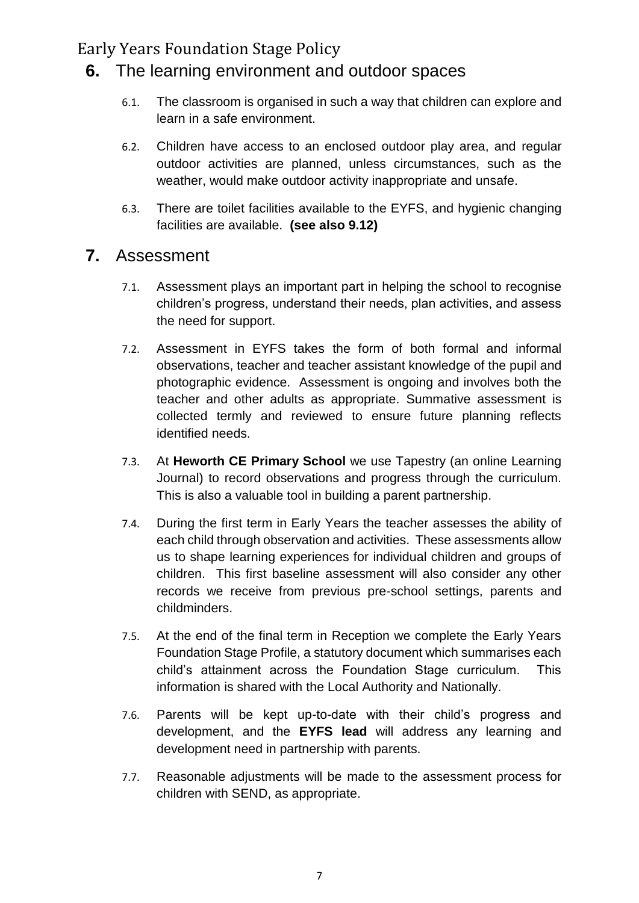## 6. The learning environment and outdoor spaces

6.1. The classroom is organised in such a way that children can explore and learn in a safe environment.

6.2. Children have access to an enclosed outdoor play area, and regular outdoor activities are planned, unless circumstances, such as the weather, would make outdoor activity inappropriate and unsafe.

6.3. There are toilet facilities available to the EYFS, and hygienic changing facilities are available. **(see also 9.12)**

## 7. Assessment

7.1. Assessment plays an important part in helping the school to recognise children's progress, understand their needs, plan activities, and assess the need for support.

7.2. Assessment in EYFS takes the form of both formal and informal observations, teacher and teacher assistant knowledge of the pupil and photographic evidence. Assessment is ongoing and involves both the teacher and other adults as appropriate. Summative assessment is collected termly and reviewed to ensure future planning reflects identified needs.

7.3. At **Heworth CE Primary School** we use Tapestry (an online Learning Journal) to record observations and progress through the curriculum. This is also a valuable tool in building a parent partnership.

7.4. During the first term in Early Years the teacher assesses the ability of each child through observation and activities. These assessments allow us to shape learning experiences for individual children and groups of children. This first baseline assessment will also consider any other records we receive from previous pre-school settings, parents and childminders.

7.5. At the end of the final term in Reception we complete the Early Years Foundation Stage Profile, a statutory document which summarises each child's attainment across the Foundation Stage curriculum. This information is shared with the Local Authority and Nationally.

7.6. Parents will be kept up-to-date with their child's progress and development, and the **EYFS lead** will address any learning and development need in partnership with parents.

7.7. Reasonable adjustments will be made to the assessment process for children with SEND, as appropriate.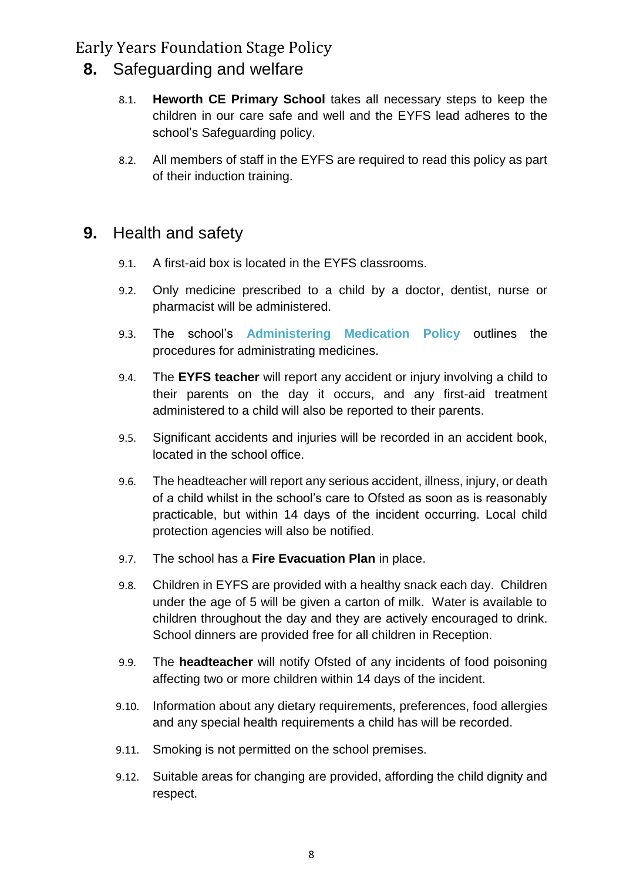## 8. Safeguarding and welfare

8.1. **Heworth CE Primary School** takes all necessary steps to keep the children in our care safe and well and the EYFS lead adheres to the school's Safeguarding policy.

8.2. All members of staff in the EYFS are required to read this policy as part of their induction training.

## 9. Health and safety

9.1. A first-aid box is located in the EYFS classrooms.

9.2. Only medicine prescribed to a child by a doctor, dentist, nurse or pharmacist will be administered.

9.3. The school's **Administering Medication Policy** outlines the procedures for administrating medicines.

9.4. The **EYFS teacher** will report any accident or injury involving a child to their parents on the day it occurs, and any first-aid treatment administered to a child will also be reported to their parents.

9.5. Significant accidents and injuries will be recorded in an accident book, located in the school office.

9.6. The headteacher will report any serious accident, illness, injury, or death of a child whilst in the school's care to Ofsted as soon as is reasonably practicable, but within 14 days of the incident occurring. Local child protection agencies will also be notified.

9.7. The school has a **Fire Evacuation Plan** in place.

9.8. Children in EYFS are provided with a healthy snack each day. Children under the age of 5 will be given a carton of milk. Water is available to children throughout the day and they are actively encouraged to drink. School dinners are provided free for all children in Reception.

9.9. The **headteacher** will notify Ofsted of any incidents of food poisoning affecting two or more children within 14 days of the incident.

9.10. Information about any dietary requirements, preferences, food allergies and any special health requirements a child has will be recorded.

9.11. Smoking is not permitted on the school premises.

9.12. Suitable areas for changing are provided, affording the child dignity and respect.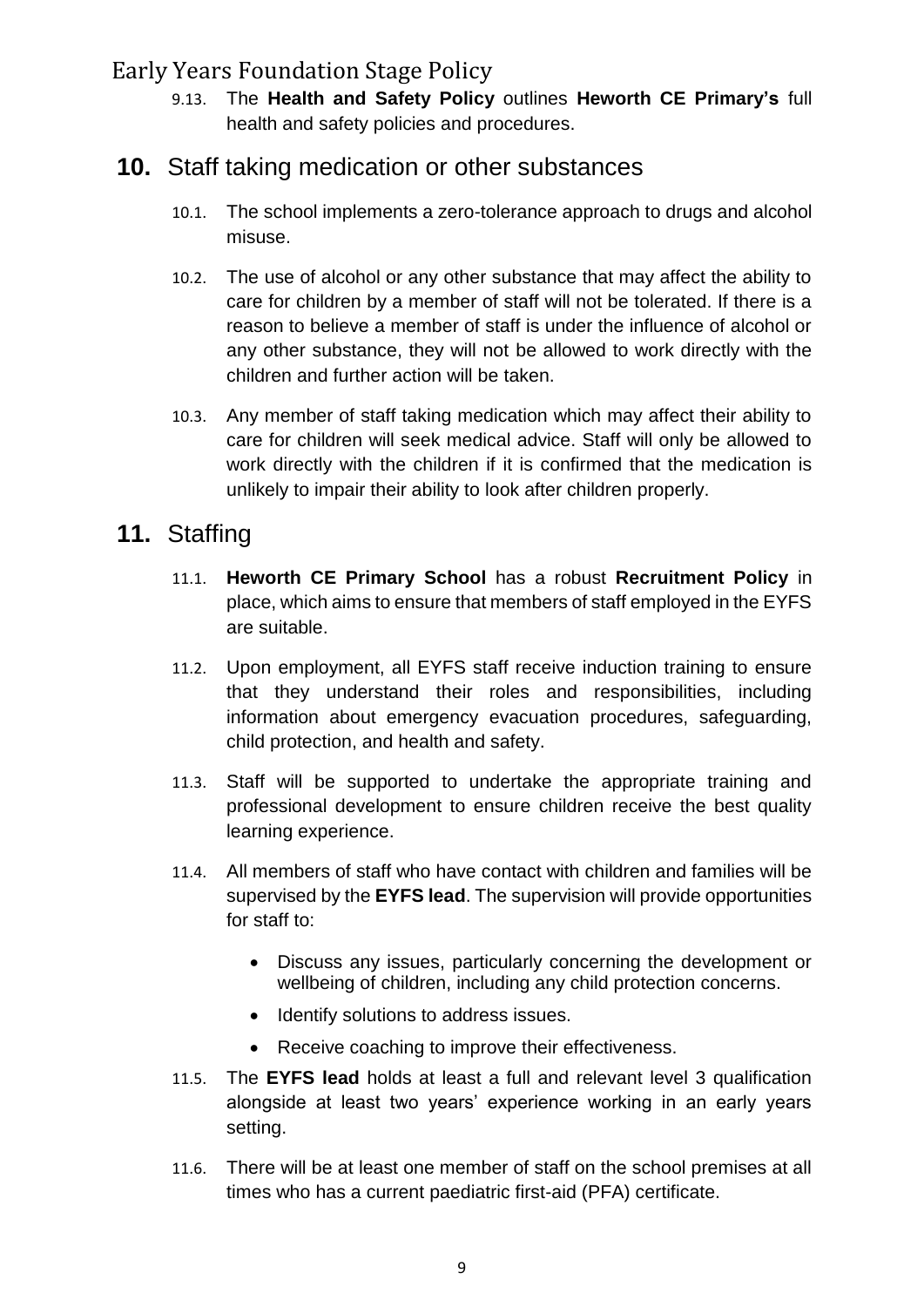9.13. The **Health and Safety Policy** outlines **Heworth CE Primary's** full health and safety policies and procedures.

## **10.** Staff taking medication or other substances

10.1. The school implements a zero-tolerance approach to drugs and alcohol misuse.

10.2. The use of alcohol or any other substance that may affect the ability to care for children by a member of staff will not be tolerated. If there is a reason to believe a member of staff is under the influence of alcohol or any other substance, they will not be allowed to work directly with the children and further action will be taken.

10.3. Any member of staff taking medication which may affect their ability to care for children will seek medical advice. Staff will only be allowed to work directly with the children if it is confirmed that the medication is unlikely to impair their ability to look after children properly.

## **11.** Staffing

11.1. **Heworth CE Primary School** has a robust **Recruitment Policy** in place, which aims to ensure that members of staff employed in the EYFS are suitable.

11.2. Upon employment, all EYFS staff receive induction training to ensure that they understand their roles and responsibilities, including information about emergency evacuation procedures, safeguarding, child protection, and health and safety.

11.3. Staff will be supported to undertake the appropriate training and professional development to ensure children receive the best quality learning experience.

11.4. All members of staff who have contact with children and families will be supervised by the **EYFS lead**. The supervision will provide opportunities for staff to:

- Discuss any issues, particularly concerning the development or wellbeing of children, including any child protection concerns.
- Identify solutions to address issues.
- Receive coaching to improve their effectiveness.

11.5. The **EYFS lead** holds at least a full and relevant level 3 qualification alongside at least two years' experience working in an early years setting.

11.6. There will be at least one member of staff on the school premises at all times who has a current paediatric first-aid (PFA) certificate.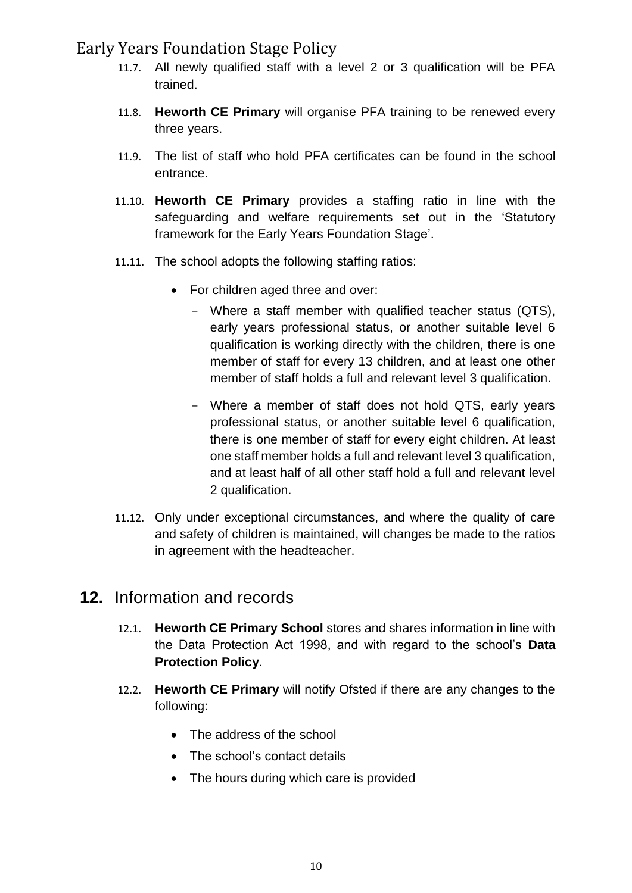11.7. All newly qualified staff with a level 2 or 3 qualification will be PFA trained.

11.8. **Heworth CE Primary** will organise PFA training to be renewed every three years.

11.9. The list of staff who hold PFA certificates can be found in the school entrance.

11.10. **Heworth CE Primary** provides a staffing ratio in line with the safeguarding and welfare requirements set out in the 'Statutory framework for the Early Years Foundation Stage'.

11.11. The school adopts the following staffing ratios:

- For children aged three and over:
  - Where a staff member with qualified teacher status (QTS), early years professional status, or another suitable level 6 qualification is working directly with the children, there is one member of staff for every 13 children, and at least one other member of staff holds a full and relevant level 3 qualification.
  - Where a member of staff does not hold QTS, early years professional status, or another suitable level 6 qualification, there is one member of staff for every eight children. At least one staff member holds a full and relevant level 3 qualification, and at least half of all other staff hold a full and relevant level 2 qualification.

11.12. Only under exceptional circumstances, and where the quality of care and safety of children is maintained, will changes be made to the ratios in agreement with the headteacher.

## 12. Information and records

12.1. **Heworth CE Primary School** stores and shares information in line with the Data Protection Act 1998, and with regard to the school's **Data Protection Policy**.

12.2. **Heworth CE Primary** will notify Ofsted if there are any changes to the following:

- The address of the school
- The school's contact details
- The hours during which care is provided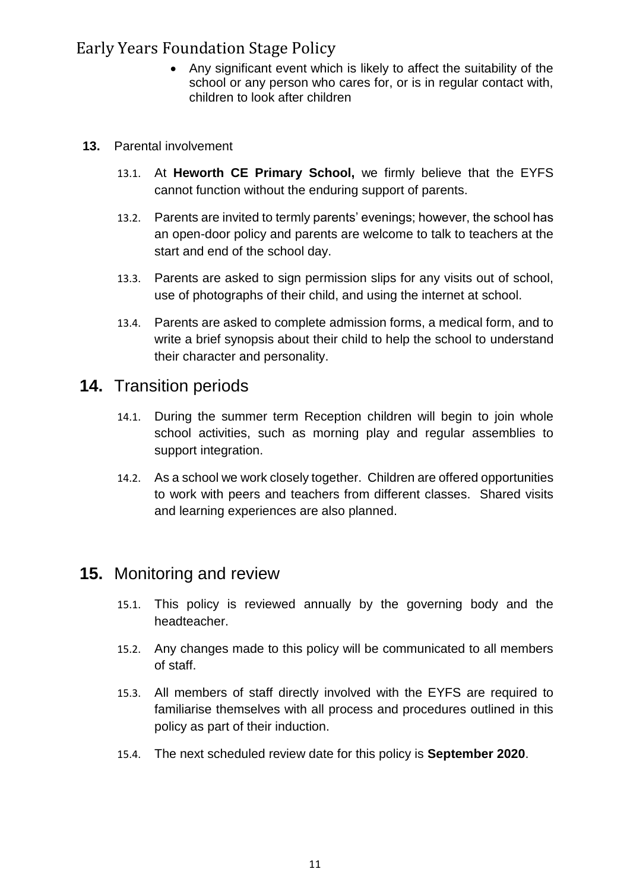- Any significant event which is likely to affect the suitability of the school or any person who cares for, or is in regular contact with, children to look after children

**13.** Parental involvement

13.1. At **Heworth CE Primary School,** we firmly believe that the EYFS cannot function without the enduring support of parents.

13.2. Parents are invited to termly parents' evenings; however, the school has an open-door policy and parents are welcome to talk to teachers at the start and end of the school day.

13.3. Parents are asked to sign permission slips for any visits out of school, use of photographs of their child, and using the internet at school.

13.4. Parents are asked to complete admission forms, a medical form, and to write a brief synopsis about their child to help the school to understand their character and personality.

## 14. Transition periods

14.1. During the summer term Reception children will begin to join whole school activities, such as morning play and regular assemblies to support integration.

14.2. As a school we work closely together. Children are offered opportunities to work with peers and teachers from different classes. Shared visits and learning experiences are also planned.

## 15. Monitoring and review

15.1. This policy is reviewed annually by the governing body and the headteacher.

15.2. Any changes made to this policy will be communicated to all members of staff.

15.3. All members of staff directly involved with the EYFS are required to familiarise themselves with all process and procedures outlined in this policy as part of their induction.

15.4. The next scheduled review date for this policy is **September 2020**.